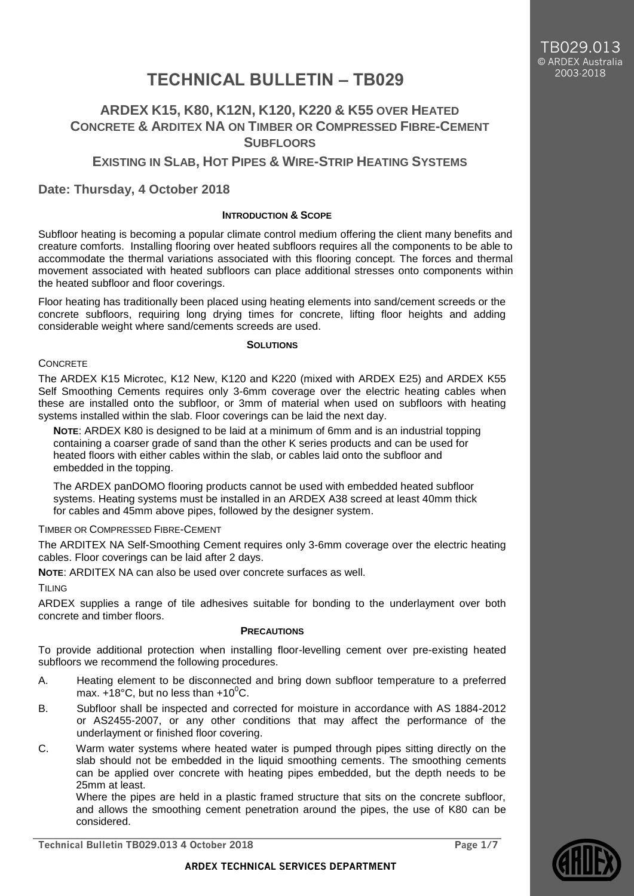# TECHNICAL BULLETIN – TB029

## ARDEX K15, K80, K12N, K120, K220 & K55 OVER HEATED CONCRETE & ARDITEX NA ON TIMBER OR COMPRESSED FIBRE-CEMENT SUBFLOORS

### EXISTING IN SLAB, HOT PIPES & WIRE-STRIP HEATING SYSTEMS

**Date: Thursday, 4 October 2018**

#### INTRODUCTION & SCOPE

Subfloor heating is becoming a popular climate control medium offering the client many benefits and creature comforts. Installing flooring over heated subfloors requires all the components to be able to accommodate the thermal variations associated with this flooring concept. The forces and thermal movement associated with heated subfloors can place additional stresses onto components within the heated subfloor and floor coverings.

Floor heating has traditionally been placed using heating elements into sand/cement screeds or the concrete subfloors, requiring long drying times for concrete, lifting floor heights and adding considerable weight where sand/cements screeds are used.

#### SOLUTIONS

CONCRETE

The ARDEX K15 Microtec, K12 New, K120 and K220 (mixed with ARDEX E25) and ARDEX K55 Self Smoothing Cements requires only 3-6mm coverage over the electric heating cables when these are installed onto the subfloor, or 3mm of material when used on subfloors with heating systems installed within the slab. Floor coverings can be laid the next day.

> **NOTE**: ARDEX K80 is designed to be laid at a minimum of 6mm and is an industrial topping containing a coarser grade of sand than the other K series products and can be used for heated floors with either cables within the slab, or cables laid onto the subfloor and embedded in the topping.
>
> The ARDEX panDOMO flooring products cannot be used with embedded heated subfloor systems. Heating systems must be installed in an ARDEX A38 screed at least 40mm thick for cables and 45mm above pipes, followed by the designer system.

TIMBER OR COMPRESSED FIBRE-CEMENT

The ARDITEX NA Self-Smoothing Cement requires only 3-6mm coverage over the electric heating cables. Floor coverings can be laid after 2 days.

**NOTE**: ARDITEX NA can also be used over concrete surfaces as well.

TILING

ARDEX supplies a range of tile adhesives suitable for bonding to the underlayment over both concrete and timber floors.

#### PRECAUTIONS

To provide additional protection when installing floor-levelling cement over pre-existing heated subfloors we recommend the following procedures.

A. Heating element to be disconnected and bring down subfloor temperature to a preferred max. +18°C, but no less than +10°C.

B. Subfloor shall be inspected and corrected for moisture in accordance with AS 1884-2012 or AS2455-2007, or any other conditions that may affect the performance of the underlayment or finished floor covering.

C. Warm water systems where heated water is pumped through pipes sitting directly on the slab should not be embedded in the liquid smoothing cements. The smoothing cements can be applied over concrete with heating pipes embedded, but the depth needs to be 25mm at least.
   Where the pipes are held in a plastic framed structure that sits on the concrete subfloor, and allows the smoothing cement penetration around the pipes, the use of K80 can be considered.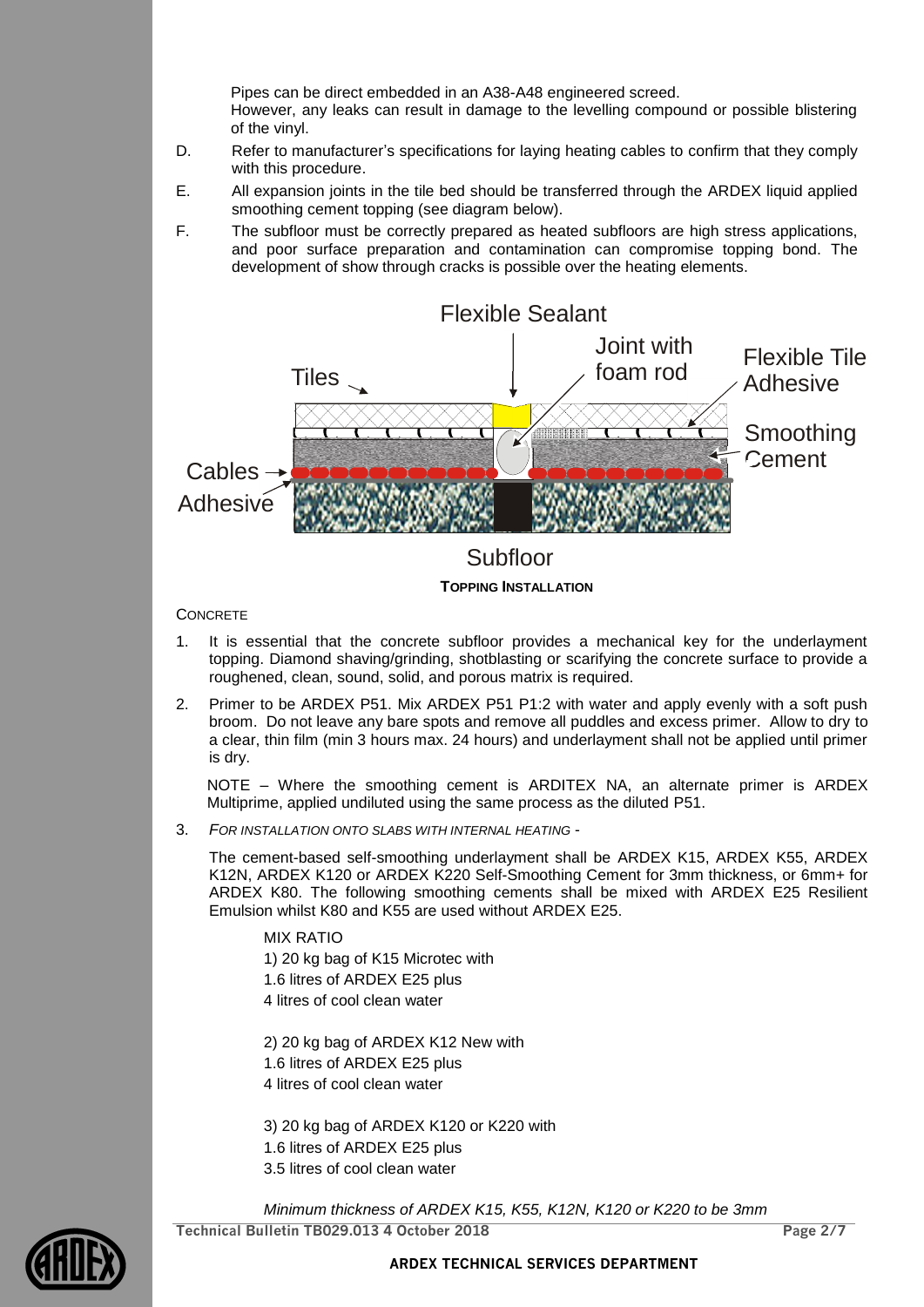Pipes can be direct embedded in an A38-A48 engineered screed.
However, any leaks can result in damage to the levelling compound or possible blistering of the vinyl.

D. Refer to manufacturer's specifications for laying heating cables to confirm that they comply with this procedure.

E. All expansion joints in the tile bed should be transferred through the ARDEX liquid applied smoothing cement topping (see diagram below).

F. The subfloor must be correctly prepared as heated subfloors are high stress applications, and poor surface preparation and contamination can compromise topping bond. The development of show through cracks is possible over the heating elements.

Flexible Sealant

Tiles

Joint with foam rod

Flexible Tile Adhesive

Smoothing Cement

Cables

Adhesive

Subfloor

**TOPPING INSTALLATION**

CONCRETE

1. It is essential that the concrete subfloor provides a mechanical key for the underlayment topping. Diamond shaving/grinding, shotblasting or scarifying the concrete surface to provide a roughened, clean, sound, solid, and porous matrix is required.

2. Primer to be ARDEX P51. Mix ARDEX P51 P1:2 with water and apply evenly with a soft push broom. Do not leave any bare spots and remove all puddles and excess primer. Allow to dry to a clear, thin film (min 3 hours max. 24 hours) and underlayment shall not be applied until primer is dry.

   NOTE – Where the smoothing cement is ARDITEX NA, an alternate primer is ARDEX Multiprime, applied undiluted using the same process as the diluted P51.

3. *FOR INSTALLATION ONTO SLABS WITH INTERNAL HEATING -*

   The cement-based self-smoothing underlayment shall be ARDEX K15, ARDEX K55, ARDEX K12N, ARDEX K120 or ARDEX K220 Self-Smoothing Cement for 3mm thickness, or 6mm+ for ARDEX K80. The following smoothing cements shall be mixed with ARDEX E25 Resilient Emulsion whilst K80 and K55 are used without ARDEX E25.

   MIX RATIO
   1) 20 kg bag of K15 Microtec with
   1.6 litres of ARDEX E25 plus
   4 litres of cool clean water

   2) 20 kg bag of ARDEX K12 New with
   1.6 litres of ARDEX E25 plus
   4 litres of cool clean water

   3) 20 kg bag of ARDEX K120 or K220 with
   1.6 litres of ARDEX E25 plus
   3.5 litres of cool clean water

   *Minimum thickness of ARDEX K15, K55, K12N, K120 or K220 to be 3mm*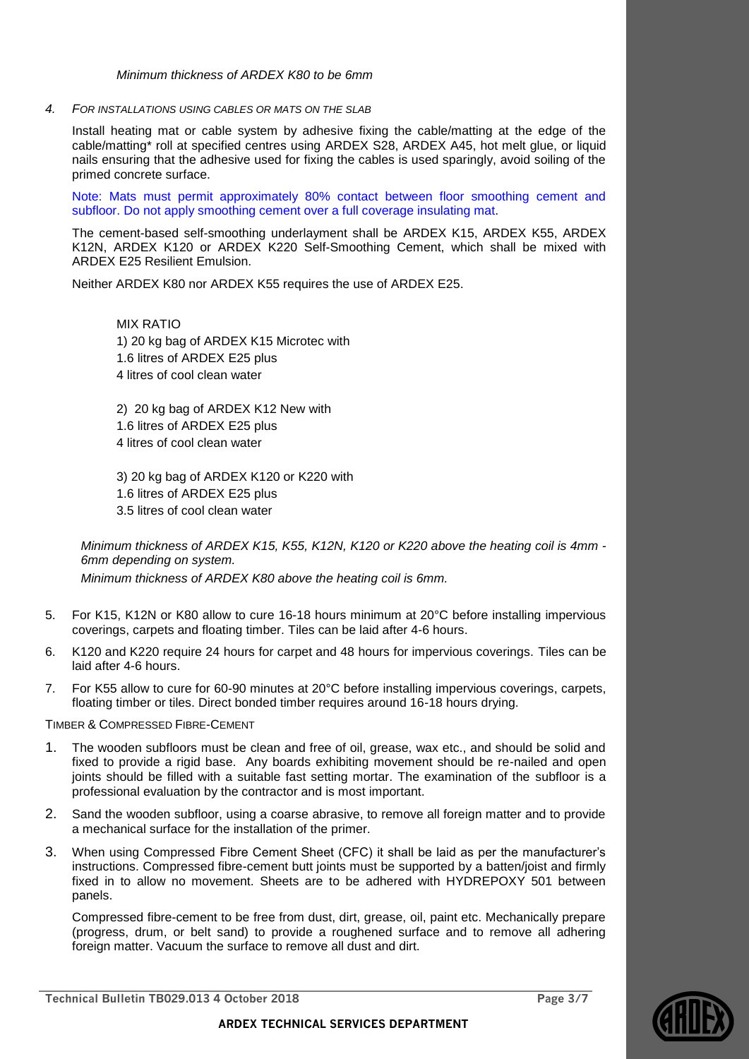*Minimum thickness of ARDEX K80 to be 6mm*

4. *FOR INSTALLATIONS USING CABLES OR MATS ON THE SLAB*

   Install heating mat or cable system by adhesive fixing the cable/matting at the edge of the cable/matting* roll at specified centres using ARDEX S28, ARDEX A45, hot melt glue, or liquid nails ensuring that the adhesive used for fixing the cables is used sparingly, avoid soiling of the primed concrete surface.

   Note: Mats must permit approximately 80% contact between floor smoothing cement and subfloor. Do not apply smoothing cement over a full coverage insulating mat.

   The cement-based self-smoothing underlayment shall be ARDEX K15, ARDEX K55, ARDEX K12N, ARDEX K120 or ARDEX K220 Self-Smoothing Cement, which shall be mixed with ARDEX E25 Resilient Emulsion.

   Neither ARDEX K80 nor ARDEX K55 requires the use of ARDEX E25.

   MIX RATIO
   1) 20 kg bag of ARDEX K15 Microtec with
   1.6 litres of ARDEX E25 plus
   4 litres of cool clean water

   2) 20 kg bag of ARDEX K12 New with
   1.6 litres of ARDEX E25 plus
   4 litres of cool clean water

   3) 20 kg bag of ARDEX K120 or K220 with
   1.6 litres of ARDEX E25 plus
   3.5 litres of cool clean water

   *Minimum thickness of ARDEX K15, K55, K12N, K120 or K220 above the heating coil is 4mm - 6mm depending on system.*

   *Minimum thickness of ARDEX K80 above the heating coil is 6mm.*

5. For K15, K12N or K80 allow to cure 16-18 hours minimum at 20°C before installing impervious coverings, carpets and floating timber. Tiles can be laid after 4-6 hours.
6. K120 and K220 require 24 hours for carpet and 48 hours for impervious coverings. Tiles can be laid after 4-6 hours.
7. For K55 allow to cure for 60-90 minutes at 20°C before installing impervious coverings, carpets, floating timber or tiles. Direct bonded timber requires around 16-18 hours drying.

TIMBER & COMPRESSED FIBRE-CEMENT

1. The wooden subfloors must be clean and free of oil, grease, wax etc., and should be solid and fixed to provide a rigid base. Any boards exhibiting movement should be re-nailed and open joints should be filled with a suitable fast setting mortar. The examination of the subfloor is a professional evaluation by the contractor and is most important.
2. Sand the wooden subfloor, using a coarse abrasive, to remove all foreign matter and to provide a mechanical surface for the installation of the primer.
3. When using Compressed Fibre Cement Sheet (CFC) it shall be laid as per the manufacturer's instructions. Compressed fibre-cement butt joints must be supported by a batten/joist and firmly fixed in to allow no movement. Sheets are to be adhered with HYDREPOXY 501 between panels.

   Compressed fibre-cement to be free from dust, dirt, grease, oil, paint etc. Mechanically prepare (progress, drum, or belt sand) to provide a roughened surface and to remove all adhering foreign matter. Vacuum the surface to remove all dust and dirt.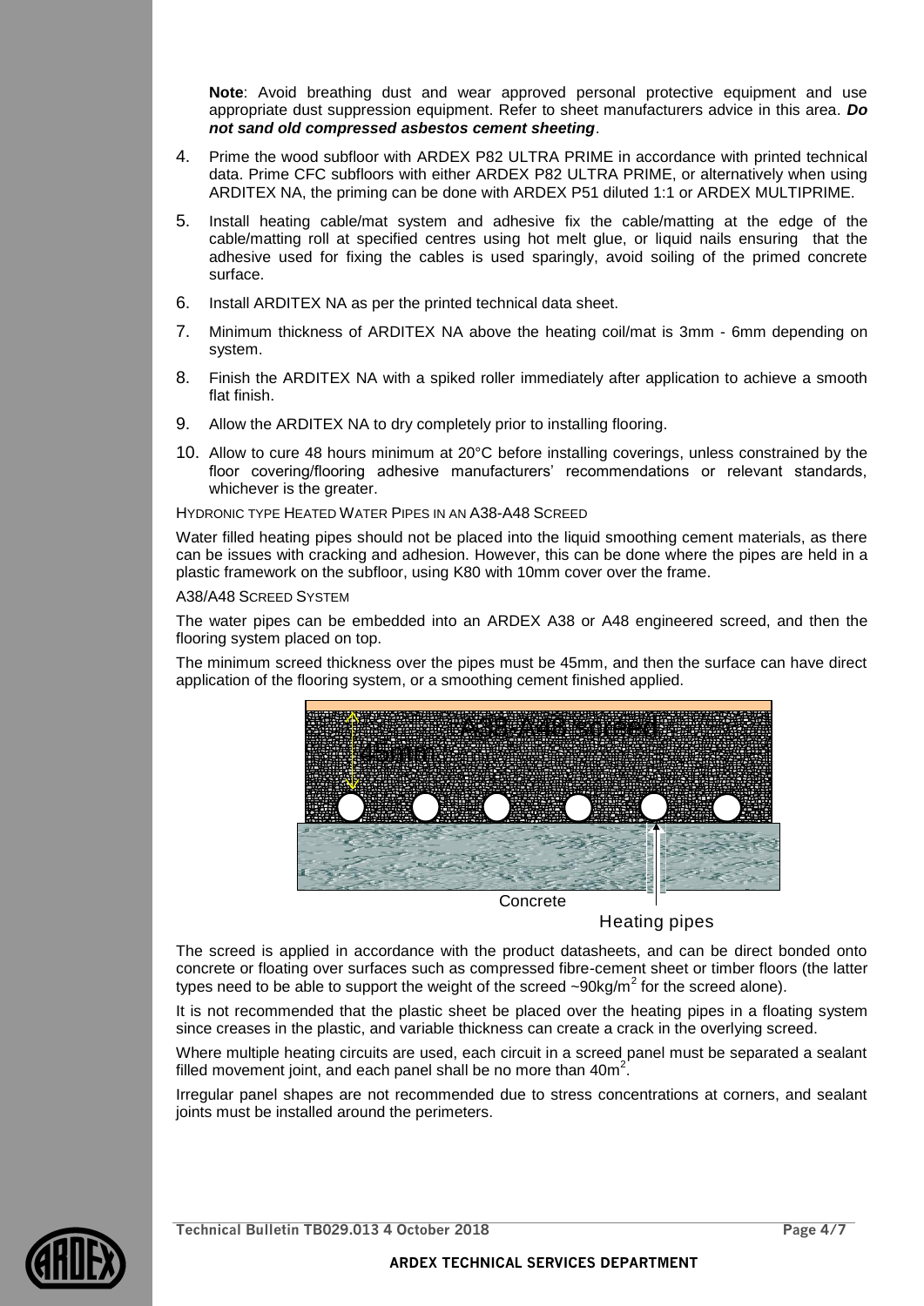**Note**: Avoid breathing dust and wear approved personal protective equipment and use appropriate dust suppression equipment. Refer to sheet manufacturers advice in this area. ***Do not sand old compressed asbestos cement sheeting***.

4. Prime the wood subfloor with ARDEX P82 ULTRA PRIME in accordance with printed technical data. Prime CFC subfloors with either ARDEX P82 ULTRA PRIME, or alternatively when using ARDITEX NA, the priming can be done with ARDEX P51 diluted 1:1 or ARDEX MULTIPRIME.
5. Install heating cable/mat system and adhesive fix the cable/matting at the edge of the cable/matting roll at specified centres using hot melt glue, or liquid nails ensuring that the adhesive used for fixing the cables is used sparingly, avoid soiling of the primed concrete surface.
6. Install ARDITEX NA as per the printed technical data sheet.
7. Minimum thickness of ARDITEX NA above the heating coil/mat is 3mm - 6mm depending on system.
8. Finish the ARDITEX NA with a spiked roller immediately after application to achieve a smooth flat finish.
9. Allow the ARDITEX NA to dry completely prior to installing flooring.
10. Allow to cure 48 hours minimum at 20°C before installing coverings, unless constrained by the floor covering/flooring adhesive manufacturers' recommendations or relevant standards, whichever is the greater.

### HYDRONIC TYPE HEATED WATER PIPES IN AN A38-A48 SCREED

Water filled heating pipes should not be placed into the liquid smoothing cement materials, as there can be issues with cracking and adhesion. However, this can be done where the pipes are held in a plastic framework on the subfloor, using K80 with 10mm cover over the frame.

### A38/A48 SCREED SYSTEM

The water pipes can be embedded into an ARDEX A38 or A48 engineered screed, and then the flooring system placed on top.

The minimum screed thickness over the pipes must be 45mm, and then the surface can have direct application of the flooring system, or a smoothing cement finished applied.

A38/A48 screed

45mm

Concrete

Heating pipes

The screed is applied in accordance with the product datasheets, and can be direct bonded onto concrete or floating over surfaces such as compressed fibre-cement sheet or timber floors (the latter types need to be able to support the weight of the screed ~90kg/m$^2$ for the screed alone).

It is not recommended that the plastic sheet be placed over the heating pipes in a floating system since creases in the plastic, and variable thickness can create a crack in the overlying screed.

Where multiple heating circuits are used, each circuit in a screed panel must be separated a sealant filled movement joint, and each panel shall be no more than 40m$^2$.

Irregular panel shapes are not recommended due to stress concentrations at corners, and sealant joints must be installed around the perimeters.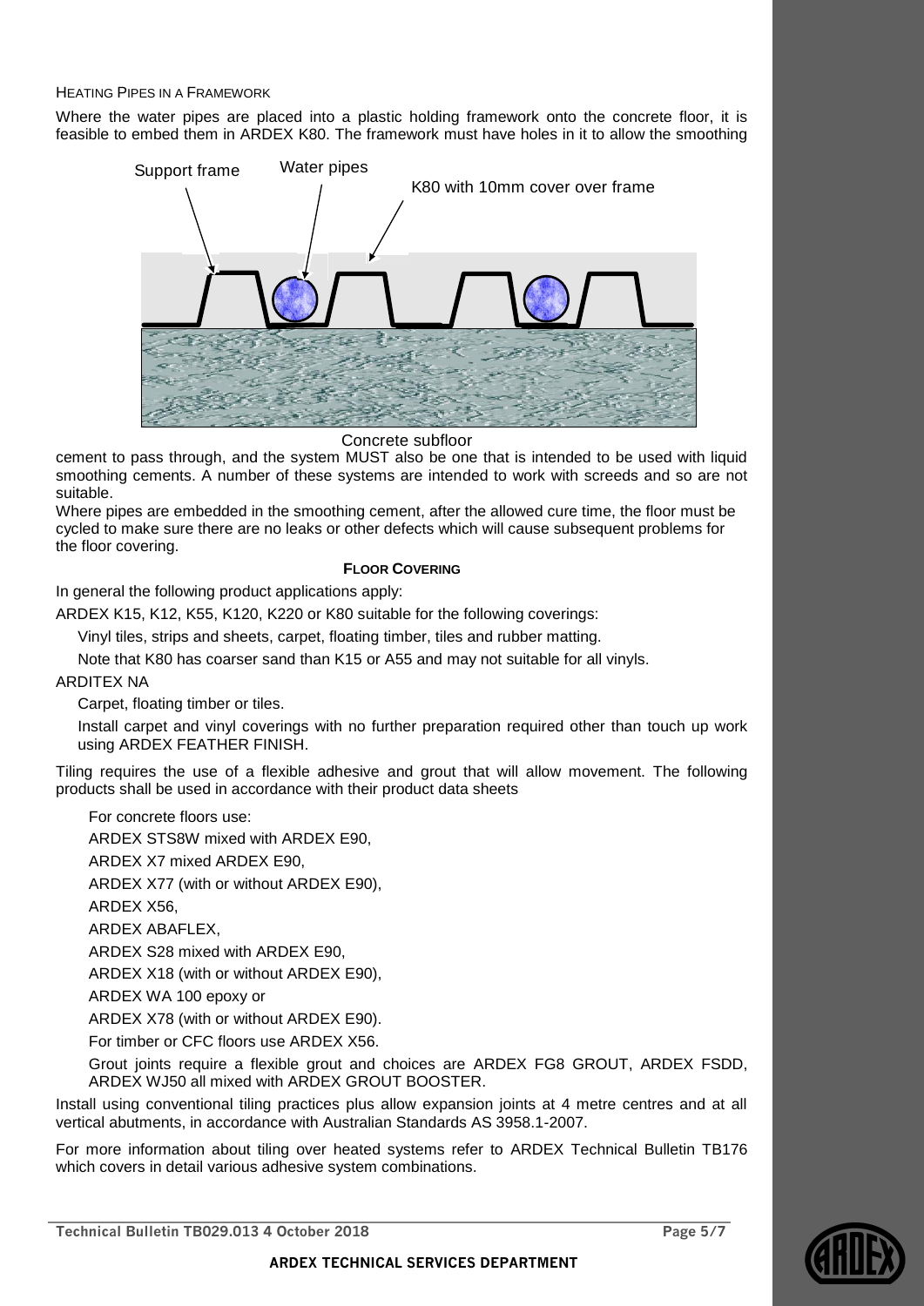### Heating Pipes in a Framework

Where the water pipes are placed into a plastic holding framework onto the concrete floor, it is feasible to embed them in ARDEX K80. The framework must have holes in it to allow the smoothing cement to pass through, and the system MUST also be one that is intended to be used with liquid smoothing cements. A number of these systems are intended to work with screeds and so are not suitable.

Where pipes are embedded in the smoothing cement, after the allowed cure time, the floor must be cycled to make sure there are no leaks or other defects which will cause subsequent problems for the floor covering.

## FLOOR COVERING

In general the following product applications apply:

ARDEX K15, K12, K55, K120, K220 or K80 suitable for the following coverings:

Vinyl tiles, strips and sheets, carpet, floating timber, tiles and rubber matting.

Note that K80 has coarser sand than K15 or A55 and may not suitable for all vinyls.

ARDITEX NA

Carpet, floating timber or tiles.

Install carpet and vinyl coverings with no further preparation required other than touch up work using ARDEX FEATHER FINISH.

Tiling requires the use of a flexible adhesive and grout that will allow movement. The following products shall be used in accordance with their product data sheets

For concrete floors use:

ARDEX STS8W mixed with ARDEX E90,

ARDEX X7 mixed ARDEX E90,

ARDEX X77 (with or without ARDEX E90),

ARDEX X56,

ARDEX ABAFLEX,

ARDEX S28 mixed with ARDEX E90,

ARDEX X18 (with or without ARDEX E90),

ARDEX WA 100 epoxy or

ARDEX X78 (with or without ARDEX E90).

For timber or CFC floors use ARDEX X56.

Grout joints require a flexible grout and choices are ARDEX FG8 GROUT, ARDEX FSDD, ARDEX WJ50 all mixed with ARDEX GROUT BOOSTER.

Install using conventional tiling practices plus allow expansion joints at 4 metre centres and at all vertical abutments, in accordance with Australian Standards AS 3958.1-2007.

For more information about tiling over heated systems refer to ARDEX Technical Bulletin TB176 which covers in detail various adhesive system combinations.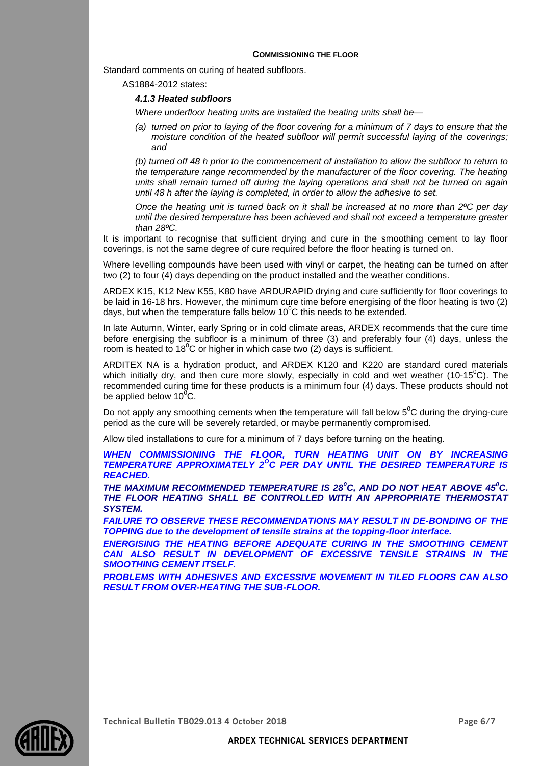## COMMISSIONING THE FLOOR

Standard comments on curing of heated subfloors.

AS1884-2012 states:

***4.1.3 Heated subfloors***

*Where underfloor heating units are installed the heating units shall be—*

*(a) turned on prior to laying of the floor covering for a minimum of 7 days to ensure that the moisture condition of the heated subfloor will permit successful laying of the coverings; and*

*(b) turned off 48 h prior to the commencement of installation to allow the subfloor to return to the temperature range recommended by the manufacturer of the floor covering. The heating units shall remain turned off during the laying operations and shall not be turned on again until 48 h after the laying is completed, in order to allow the adhesive to set.*

*Once the heating unit is turned back on it shall be increased at no more than 2ºC per day until the desired temperature has been achieved and shall not exceed a temperature greater than 28ºC.*

It is important to recognise that sufficient drying and cure in the smoothing cement to lay floor coverings, is not the same degree of cure required before the floor heating is turned on.

Where levelling compounds have been used with vinyl or carpet, the heating can be turned on after two (2) to four (4) days depending on the product installed and the weather conditions.

ARDEX K15, K12 New K55, K80 have ARDURAPID drying and cure sufficiently for floor coverings to be laid in 16-18 hrs. However, the minimum cure time before energising of the floor heating is two (2) days, but when the temperature falls below $10^0$C this needs to be extended.

In late Autumn, Winter, early Spring or in cold climate areas, ARDEX recommends that the cure time before energising the subfloor is a minimum of three (3) and preferably four (4) days, unless the room is heated to $18^0$C or higher in which case two (2) days is sufficient.

ARDITEX NA is a hydration product, and ARDEX K120 and K220 are standard cured materials which initially dry, and then cure more slowly, especially in cold and wet weather (10-$15^0$C). The recommended curing time for these products is a minimum four (4) days. These products should not be applied below $10^0$C.

Do not apply any smoothing cements when the temperature will fall below $5^0$C during the drying-cure period as the cure will be severely retarded, or maybe permanently compromised.

Allow tiled installations to cure for a minimum of 7 days before turning on the heating.

***WHEN COMMISSIONING THE FLOOR, TURN HEATING UNIT ON BY INCREASING TEMPERATURE APPROXIMATELY $2^O$C PER DAY UNTIL THE DESIRED TEMPERATURE IS REACHED.***

***THE MAXIMUM RECOMMENDED TEMPERATURE IS $28^0$C, AND DO NOT HEAT ABOVE $45^0$C. THE FLOOR HEATING SHALL BE CONTROLLED WITH AN APPROPRIATE THERMOSTAT SYSTEM.***

***FAILURE TO OBSERVE THESE RECOMMENDATIONS MAY RESULT IN DE-BONDING OF THE TOPPING due to the development of tensile strains at the topping-floor interface.***

***ENERGISING THE HEATING BEFORE ADEQUATE CURING IN THE SMOOTHING CEMENT CAN ALSO RESULT IN DEVELOPMENT OF EXCESSIVE TENSILE STRAINS IN THE SMOOTHING CEMENT ITSELF.***

***PROBLEMS WITH ADHESIVES AND EXCESSIVE MOVEMENT IN TILED FLOORS CAN ALSO RESULT FROM OVER-HEATING THE SUB-FLOOR.***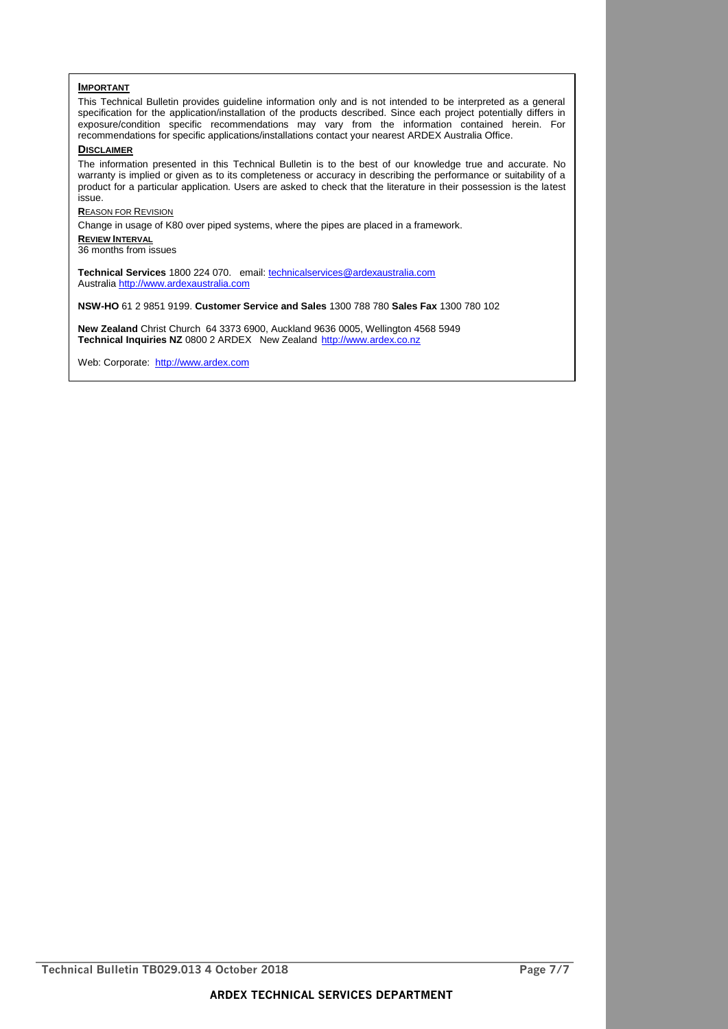**IMPORTANT**

This Technical Bulletin provides guideline information only and is not intended to be interpreted as a general specification for the application/installation of the products described. Since each project potentially differs in exposure/condition specific recommendations may vary from the information contained herein. For recommendations for specific applications/installations contact your nearest ARDEX Australia Office.

**DISCLAIMER**

The information presented in this Technical Bulletin is to the best of our knowledge true and accurate. No warranty is implied or given as to its completeness or accuracy in describing the performance or suitability of a product for a particular application. Users are asked to check that the literature in their possession is the latest issue.

**REASON FOR REVISION**

Change in usage of K80 over piped systems, where the pipes are placed in a framework.

**REVIEW INTERVAL**

36 months from issues

**Technical Services** 1800 224 070. email: technicalservices@ardexaustralia.com
Australia http://www.ardexaustralia.com

**NSW-HO** 61 2 9851 9199. **Customer Service and Sales** 1300 788 780 **Sales Fax** 1300 780 102

**New Zealand** Christ Church 64 3373 6900, Auckland 9636 0005, Wellington 4568 5949
**Technical Inquiries NZ** 0800 2 ARDEX New Zealand http://www.ardex.co.nz

Web: Corporate: http://www.ardex.com